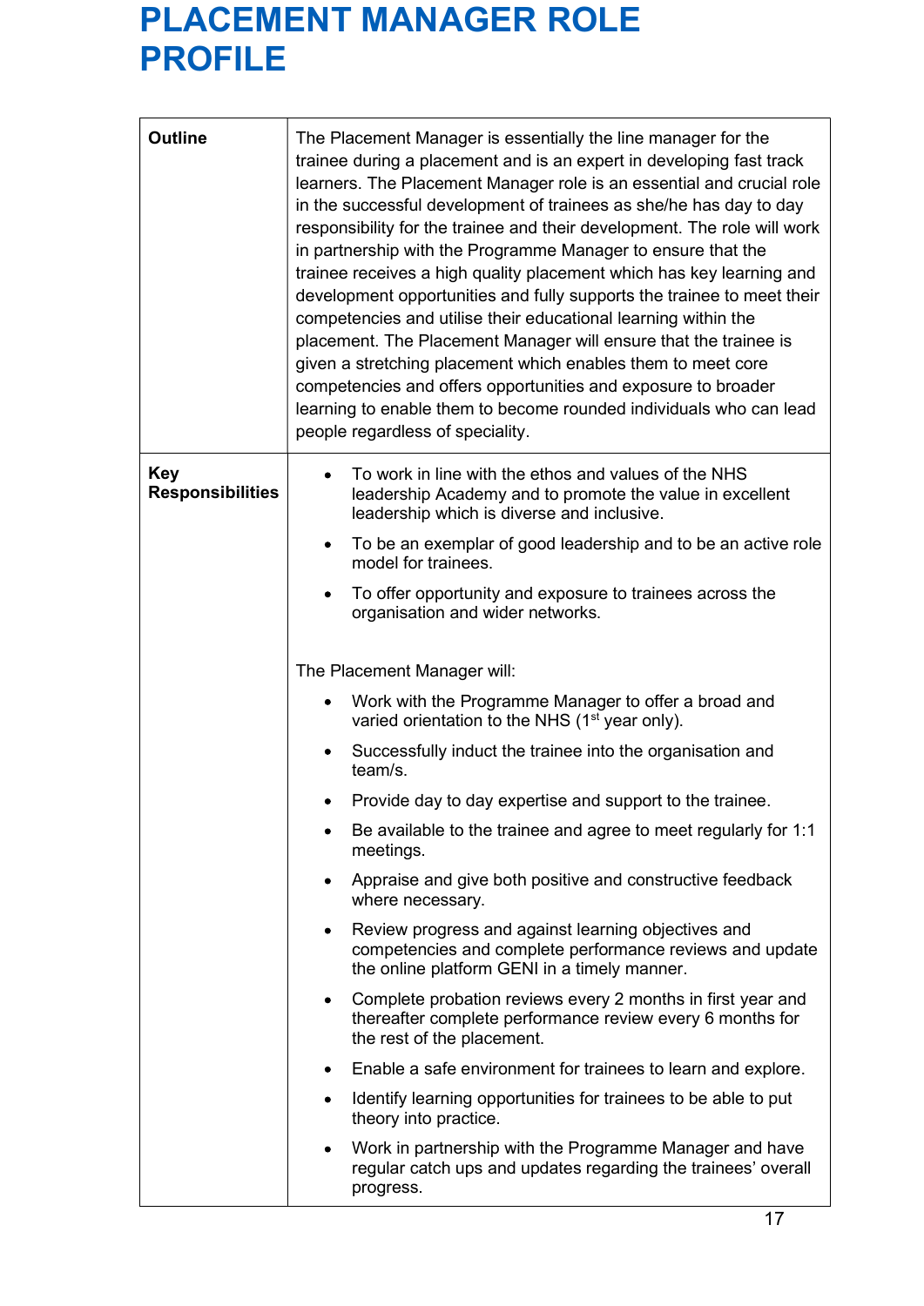# PLACEMENT MANAGER ROLE PROFILE

| | |
|---|---|
| **Outline** | The Placement Manager is essentially the line manager for the trainee during a placement and is an expert in developing fast track learners. The Placement Manager role is an essential and crucial role in the successful development of trainees as she/he has day to day responsibility for the trainee and their development. The role will work in partnership with the Programme Manager to ensure that the trainee receives a high quality placement which has key learning and development opportunities and fully supports the trainee to meet their competencies and utilise their educational learning within the placement. The Placement Manager will ensure that the trainee is given a stretching placement which enables them to meet core competencies and offers opportunities and exposure to broader learning to enable them to become rounded individuals who can lead people regardless of speciality. |
| **Key Responsibilities** | • To work in line with the ethos and values of the NHS leadership Academy and to promote the value in excellent leadership which is diverse and inclusive.<br>• To be an exemplar of good leadership and to be an active role model for trainees.<br>• To offer opportunity and exposure to trainees across the organisation and wider networks.<br><br>The Placement Manager will:<br>• Work with the Programme Manager to offer a broad and varied orientation to the NHS (1st year only).<br>• Successfully induct the trainee into the organisation and team/s.<br>• Provide day to day expertise and support to the trainee.<br>• Be available to the trainee and agree to meet regularly for 1:1 meetings.<br>• Appraise and give both positive and constructive feedback where necessary.<br>• Review progress and against learning objectives and competencies and complete performance reviews and update the online platform GENI in a timely manner.<br>• Complete probation reviews every 2 months in first year and thereafter complete performance review every 6 months for the rest of the placement.<br>• Enable a safe environment for trainees to learn and explore.<br>• Identify learning opportunities for trainees to be able to put theory into practice.<br>• Work in partnership with the Programme Manager and have regular catch ups and updates regarding the trainees' overall progress. |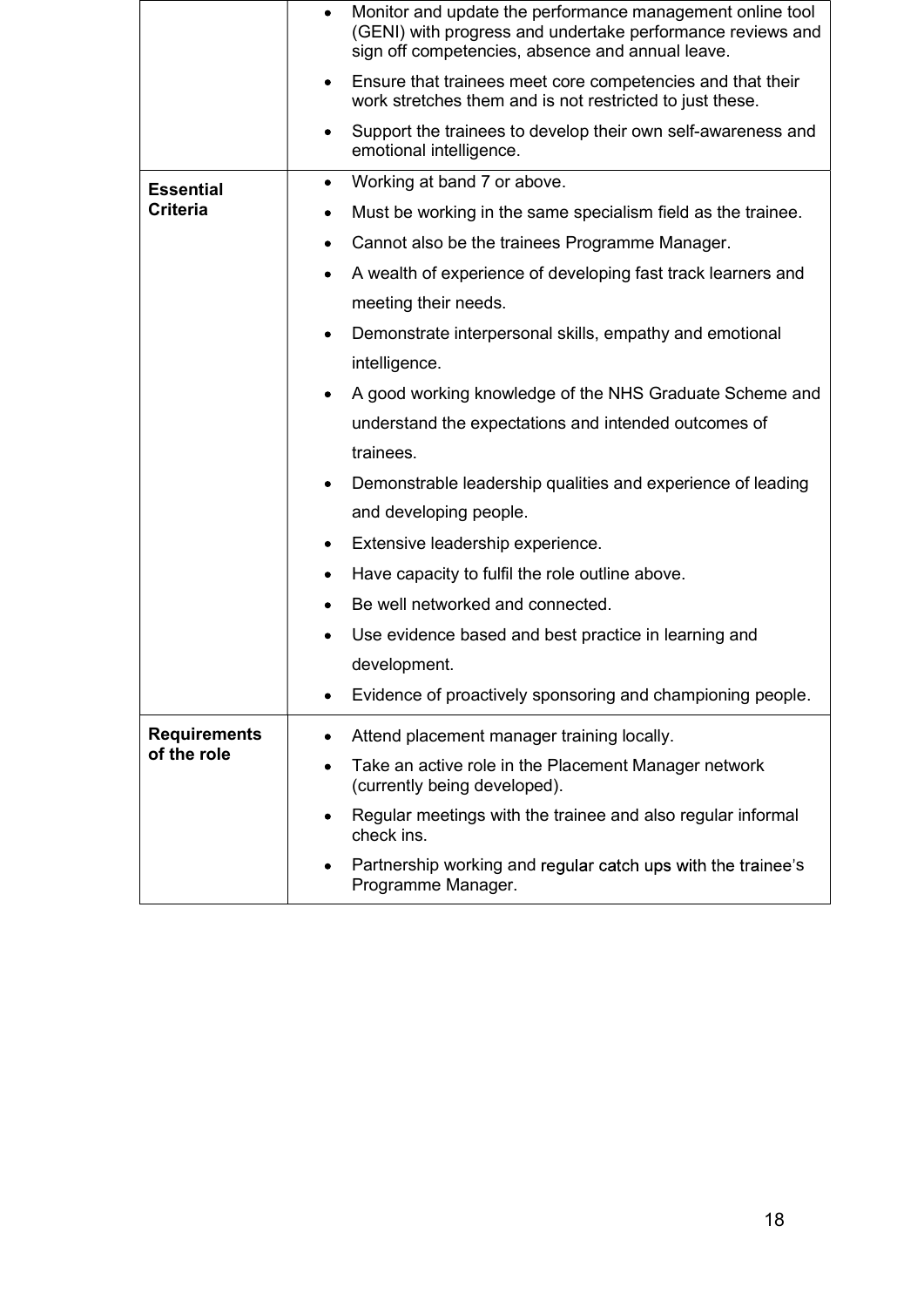| | |
|---|---|
| | • Monitor and update the performance management online tool (GENI) with progress and undertake performance reviews and sign off competencies, absence and annual leave.<br>• Ensure that trainees meet core competencies and that their work stretches them and is not restricted to just these.<br>• Support the trainees to develop their own self-awareness and emotional intelligence. |
| **Essential Criteria** | • Working at band 7 or above.<br>• Must be working in the same specialism field as the trainee.<br>• Cannot also be the trainees Programme Manager.<br>• A wealth of experience of developing fast track learners and meeting their needs.<br>• Demonstrate interpersonal skills, empathy and emotional intelligence.<br>• A good working knowledge of the NHS Graduate Scheme and understand the expectations and intended outcomes of trainees.<br>• Demonstrable leadership qualities and experience of leading and developing people.<br>• Extensive leadership experience.<br>• Have capacity to fulfil the role outline above.<br>• Be well networked and connected.<br>• Use evidence based and best practice in learning and development.<br>• Evidence of proactively sponsoring and championing people. |
| **Requirements of the role** | • Attend placement manager training locally.<br>• Take an active role in the Placement Manager network (currently being developed).<br>• Regular meetings with the trainee and also regular informal check ins.<br>• Partnership working and regular catch ups with the trainee's Programme Manager. |